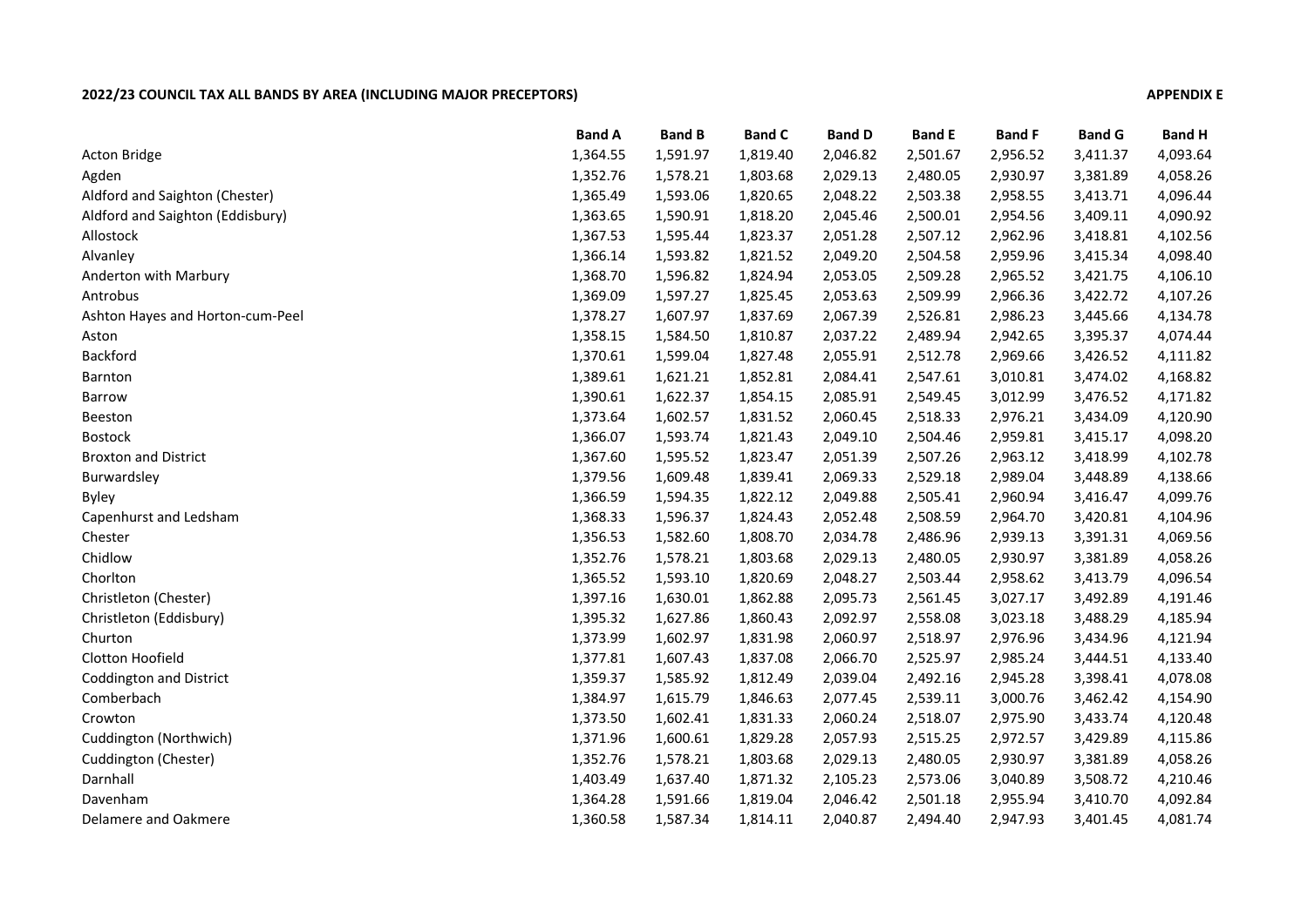**2022/23 COUNCIL TAX ALL BANDS BY AREA (INCLUDING MAJOR PRECEPTORS)** **APPENDIX E**

| | Band A | Band B | Band C | Band D | Band E | Band F | Band G | Band H |
|---|---|---|---|---|---|---|---|---|
| Acton Bridge | 1,364.55 | 1,591.97 | 1,819.40 | 2,046.82 | 2,501.67 | 2,956.52 | 3,411.37 | 4,093.64 |
| Agden | 1,352.76 | 1,578.21 | 1,803.68 | 2,029.13 | 2,480.05 | 2,930.97 | 3,381.89 | 4,058.26 |
| Aldford and Saighton (Chester) | 1,365.49 | 1,593.06 | 1,820.65 | 2,048.22 | 2,503.38 | 2,958.55 | 3,413.71 | 4,096.44 |
| Aldford and Saighton (Eddisbury) | 1,363.65 | 1,590.91 | 1,818.20 | 2,045.46 | 2,500.01 | 2,954.56 | 3,409.11 | 4,090.92 |
| Allostock | 1,367.53 | 1,595.44 | 1,823.37 | 2,051.28 | 2,507.12 | 2,962.96 | 3,418.81 | 4,102.56 |
| Alvanley | 1,366.14 | 1,593.82 | 1,821.52 | 2,049.20 | 2,504.58 | 2,959.96 | 3,415.34 | 4,098.40 |
| Anderton with Marbury | 1,368.70 | 1,596.82 | 1,824.94 | 2,053.05 | 2,509.28 | 2,965.52 | 3,421.75 | 4,106.10 |
| Antrobus | 1,369.09 | 1,597.27 | 1,825.45 | 2,053.63 | 2,509.99 | 2,966.36 | 3,422.72 | 4,107.26 |
| Ashton Hayes and Horton-cum-Peel | 1,378.27 | 1,607.97 | 1,837.69 | 2,067.39 | 2,526.81 | 2,986.23 | 3,445.66 | 4,134.78 |
| Aston | 1,358.15 | 1,584.50 | 1,810.87 | 2,037.22 | 2,489.94 | 2,942.65 | 3,395.37 | 4,074.44 |
| Backford | 1,370.61 | 1,599.04 | 1,827.48 | 2,055.91 | 2,512.78 | 2,969.66 | 3,426.52 | 4,111.82 |
| Barnton | 1,389.61 | 1,621.21 | 1,852.81 | 2,084.41 | 2,547.61 | 3,010.81 | 3,474.02 | 4,168.82 |
| Barrow | 1,390.61 | 1,622.37 | 1,854.15 | 2,085.91 | 2,549.45 | 3,012.99 | 3,476.52 | 4,171.82 |
| Beeston | 1,373.64 | 1,602.57 | 1,831.52 | 2,060.45 | 2,518.33 | 2,976.21 | 3,434.09 | 4,120.90 |
| Bostock | 1,366.07 | 1,593.74 | 1,821.43 | 2,049.10 | 2,504.46 | 2,959.81 | 3,415.17 | 4,098.20 |
| Broxton and District | 1,367.60 | 1,595.52 | 1,823.47 | 2,051.39 | 2,507.26 | 2,963.12 | 3,418.99 | 4,102.78 |
| Burwardsley | 1,379.56 | 1,609.48 | 1,839.41 | 2,069.33 | 2,529.18 | 2,989.04 | 3,448.89 | 4,138.66 |
| Byley | 1,366.59 | 1,594.35 | 1,822.12 | 2,049.88 | 2,505.41 | 2,960.94 | 3,416.47 | 4,099.76 |
| Capenhurst and Ledsham | 1,368.33 | 1,596.37 | 1,824.43 | 2,052.48 | 2,508.59 | 2,964.70 | 3,420.81 | 4,104.96 |
| Chester | 1,356.53 | 1,582.60 | 1,808.70 | 2,034.78 | 2,486.96 | 2,939.13 | 3,391.31 | 4,069.56 |
| Chidlow | 1,352.76 | 1,578.21 | 1,803.68 | 2,029.13 | 2,480.05 | 2,930.97 | 3,381.89 | 4,058.26 |
| Chorlton | 1,365.52 | 1,593.10 | 1,820.69 | 2,048.27 | 2,503.44 | 2,958.62 | 3,413.79 | 4,096.54 |
| Christleton (Chester) | 1,397.16 | 1,630.01 | 1,862.88 | 2,095.73 | 2,561.45 | 3,027.17 | 3,492.89 | 4,191.46 |
| Christleton (Eddisbury) | 1,395.32 | 1,627.86 | 1,860.43 | 2,092.97 | 2,558.08 | 3,023.18 | 3,488.29 | 4,185.94 |
| Churton | 1,373.99 | 1,602.97 | 1,831.98 | 2,060.97 | 2,518.97 | 2,976.96 | 3,434.96 | 4,121.94 |
| Clotton Hoofield | 1,377.81 | 1,607.43 | 1,837.08 | 2,066.70 | 2,525.97 | 2,985.24 | 3,444.51 | 4,133.40 |
| Coddington and District | 1,359.37 | 1,585.92 | 1,812.49 | 2,039.04 | 2,492.16 | 2,945.28 | 3,398.41 | 4,078.08 |
| Comberbach | 1,384.97 | 1,615.79 | 1,846.63 | 2,077.45 | 2,539.11 | 3,000.76 | 3,462.42 | 4,154.90 |
| Crowton | 1,373.50 | 1,602.41 | 1,831.33 | 2,060.24 | 2,518.07 | 2,975.90 | 3,433.74 | 4,120.48 |
| Cuddington (Northwich) | 1,371.96 | 1,600.61 | 1,829.28 | 2,057.93 | 2,515.25 | 2,972.57 | 3,429.89 | 4,115.86 |
| Cuddington (Chester) | 1,352.76 | 1,578.21 | 1,803.68 | 2,029.13 | 2,480.05 | 2,930.97 | 3,381.89 | 4,058.26 |
| Darnhall | 1,403.49 | 1,637.40 | 1,871.32 | 2,105.23 | 2,573.06 | 3,040.89 | 3,508.72 | 4,210.46 |
| Davenham | 1,364.28 | 1,591.66 | 1,819.04 | 2,046.42 | 2,501.18 | 2,955.94 | 3,410.70 | 4,092.84 |
| Delamere and Oakmere | 1,360.58 | 1,587.34 | 1,814.11 | 2,040.87 | 2,494.40 | 2,947.93 | 3,401.45 | 4,081.74 |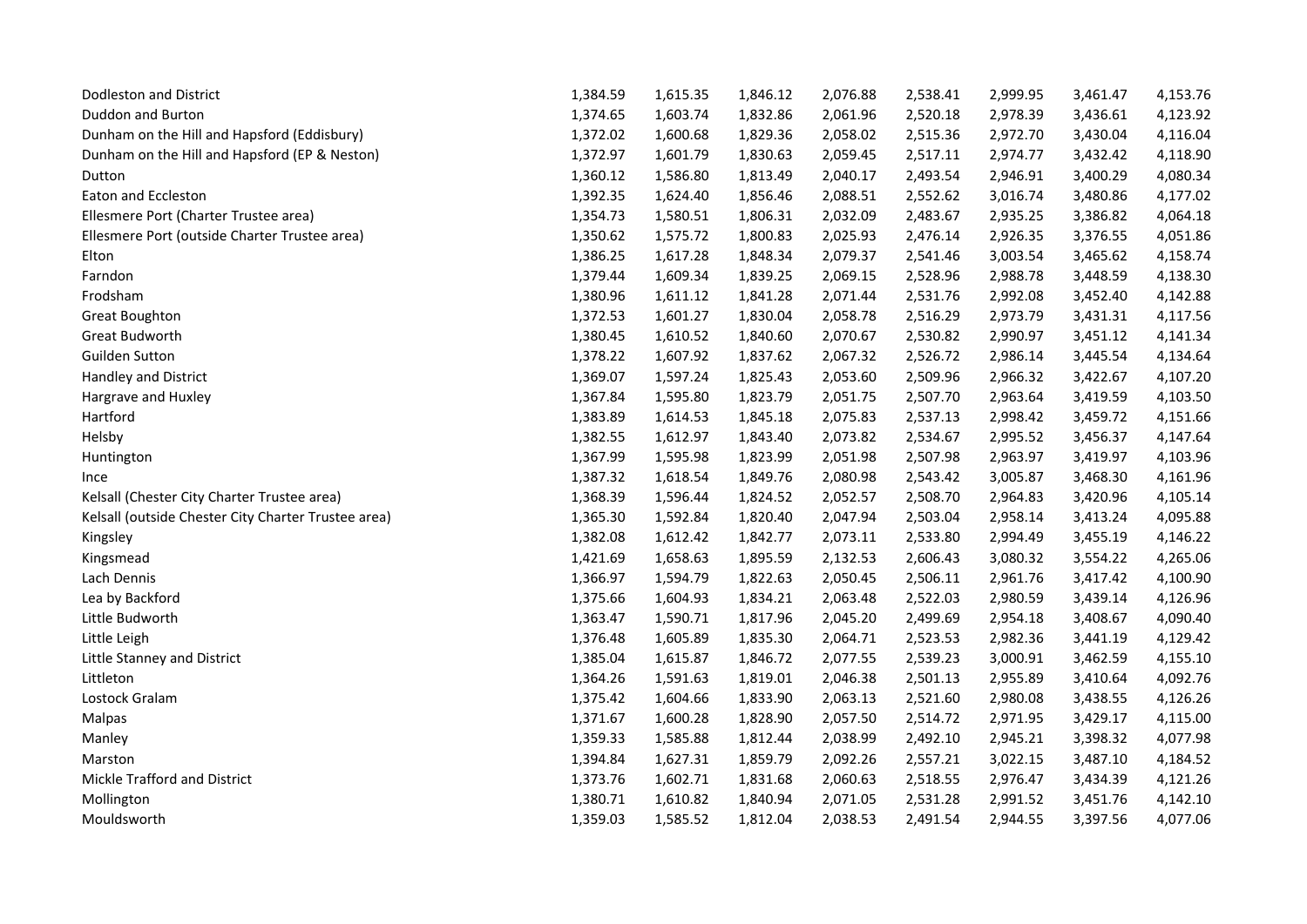| | | | | | | | | |
|---|---|---|---|---|---|---|---|---|
| Dodleston and District | 1,384.59 | 1,615.35 | 1,846.12 | 2,076.88 | 2,538.41 | 2,999.95 | 3,461.47 | 4,153.76 |
| Duddon and Burton | 1,374.65 | 1,603.74 | 1,832.86 | 2,061.96 | 2,520.18 | 2,978.39 | 3,436.61 | 4,123.92 |
| Dunham on the Hill and Hapsford (Eddisbury) | 1,372.02 | 1,600.68 | 1,829.36 | 2,058.02 | 2,515.36 | 2,972.70 | 3,430.04 | 4,116.04 |
| Dunham on the Hill and Hapsford (EP & Neston) | 1,372.97 | 1,601.79 | 1,830.63 | 2,059.45 | 2,517.11 | 2,974.77 | 3,432.42 | 4,118.90 |
| Dutton | 1,360.12 | 1,586.80 | 1,813.49 | 2,040.17 | 2,493.54 | 2,946.91 | 3,400.29 | 4,080.34 |
| Eaton and Eccleston | 1,392.35 | 1,624.40 | 1,856.46 | 2,088.51 | 2,552.62 | 3,016.74 | 3,480.86 | 4,177.02 |
| Ellesmere Port (Charter Trustee area) | 1,354.73 | 1,580.51 | 1,806.31 | 2,032.09 | 2,483.67 | 2,935.25 | 3,386.82 | 4,064.18 |
| Ellesmere Port (outside Charter Trustee area) | 1,350.62 | 1,575.72 | 1,800.83 | 2,025.93 | 2,476.14 | 2,926.35 | 3,376.55 | 4,051.86 |
| Elton | 1,386.25 | 1,617.28 | 1,848.34 | 2,079.37 | 2,541.46 | 3,003.54 | 3,465.62 | 4,158.74 |
| Farndon | 1,379.44 | 1,609.34 | 1,839.25 | 2,069.15 | 2,528.96 | 2,988.78 | 3,448.59 | 4,138.30 |
| Frodsham | 1,380.96 | 1,611.12 | 1,841.28 | 2,071.44 | 2,531.76 | 2,992.08 | 3,452.40 | 4,142.88 |
| Great Boughton | 1,372.53 | 1,601.27 | 1,830.04 | 2,058.78 | 2,516.29 | 2,973.79 | 3,431.31 | 4,117.56 |
| Great Budworth | 1,380.45 | 1,610.52 | 1,840.60 | 2,070.67 | 2,530.82 | 2,990.97 | 3,451.12 | 4,141.34 |
| Guilden Sutton | 1,378.22 | 1,607.92 | 1,837.62 | 2,067.32 | 2,526.72 | 2,986.14 | 3,445.54 | 4,134.64 |
| Handley and District | 1,369.07 | 1,597.24 | 1,825.43 | 2,053.60 | 2,509.96 | 2,966.32 | 3,422.67 | 4,107.20 |
| Hargrave and Huxley | 1,367.84 | 1,595.80 | 1,823.79 | 2,051.75 | 2,507.70 | 2,963.64 | 3,419.59 | 4,103.50 |
| Hartford | 1,383.89 | 1,614.53 | 1,845.18 | 2,075.83 | 2,537.13 | 2,998.42 | 3,459.72 | 4,151.66 |
| Helsby | 1,382.55 | 1,612.97 | 1,843.40 | 2,073.82 | 2,534.67 | 2,995.52 | 3,456.37 | 4,147.64 |
| Huntington | 1,367.99 | 1,595.98 | 1,823.99 | 2,051.98 | 2,507.98 | 2,963.97 | 3,419.97 | 4,103.96 |
| Ince | 1,387.32 | 1,618.54 | 1,849.76 | 2,080.98 | 2,543.42 | 3,005.87 | 3,468.30 | 4,161.96 |
| Kelsall (Chester City Charter Trustee area) | 1,368.39 | 1,596.44 | 1,824.52 | 2,052.57 | 2,508.70 | 2,964.83 | 3,420.96 | 4,105.14 |
| Kelsall (outside Chester City Charter Trustee area) | 1,365.30 | 1,592.84 | 1,820.40 | 2,047.94 | 2,503.04 | 2,958.14 | 3,413.24 | 4,095.88 |
| Kingsley | 1,382.08 | 1,612.42 | 1,842.77 | 2,073.11 | 2,533.80 | 2,994.49 | 3,455.19 | 4,146.22 |
| Kingsmead | 1,421.69 | 1,658.63 | 1,895.59 | 2,132.53 | 2,606.43 | 3,080.32 | 3,554.22 | 4,265.06 |
| Lach Dennis | 1,366.97 | 1,594.79 | 1,822.63 | 2,050.45 | 2,506.11 | 2,961.76 | 3,417.42 | 4,100.90 |
| Lea by Backford | 1,375.66 | 1,604.93 | 1,834.21 | 2,063.48 | 2,522.03 | 2,980.59 | 3,439.14 | 4,126.96 |
| Little Budworth | 1,363.47 | 1,590.71 | 1,817.96 | 2,045.20 | 2,499.69 | 2,954.18 | 3,408.67 | 4,090.40 |
| Little Leigh | 1,376.48 | 1,605.89 | 1,835.30 | 2,064.71 | 2,523.53 | 2,982.36 | 3,441.19 | 4,129.42 |
| Little Stanney and District | 1,385.04 | 1,615.87 | 1,846.72 | 2,077.55 | 2,539.23 | 3,000.91 | 3,462.59 | 4,155.10 |
| Littleton | 1,364.26 | 1,591.63 | 1,819.01 | 2,046.38 | 2,501.13 | 2,955.89 | 3,410.64 | 4,092.76 |
| Lostock Gralam | 1,375.42 | 1,604.66 | 1,833.90 | 2,063.13 | 2,521.60 | 2,980.08 | 3,438.55 | 4,126.26 |
| Malpas | 1,371.67 | 1,600.28 | 1,828.90 | 2,057.50 | 2,514.72 | 2,971.95 | 3,429.17 | 4,115.00 |
| Manley | 1,359.33 | 1,585.88 | 1,812.44 | 2,038.99 | 2,492.10 | 2,945.21 | 3,398.32 | 4,077.98 |
| Marston | 1,394.84 | 1,627.31 | 1,859.79 | 2,092.26 | 2,557.21 | 3,022.15 | 3,487.10 | 4,184.52 |
| Mickle Trafford and District | 1,373.76 | 1,602.71 | 1,831.68 | 2,060.63 | 2,518.55 | 2,976.47 | 3,434.39 | 4,121.26 |
| Mollington | 1,380.71 | 1,610.82 | 1,840.94 | 2,071.05 | 2,531.28 | 2,991.52 | 3,451.76 | 4,142.10 |
| Mouldsworth | 1,359.03 | 1,585.52 | 1,812.04 | 2,038.53 | 2,491.54 | 2,944.55 | 3,397.56 | 4,077.06 |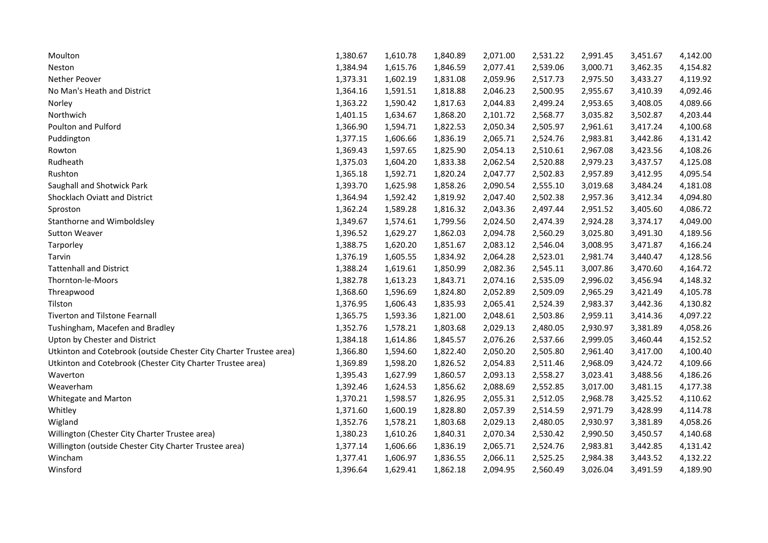| | | | | | | | | |
|---|---|---|---|---|---|---|---|---|
| Moulton | 1,380.67 | 1,610.78 | 1,840.89 | 2,071.00 | 2,531.22 | 2,991.45 | 3,451.67 | 4,142.00 |
| Neston | 1,384.94 | 1,615.76 | 1,846.59 | 2,077.41 | 2,539.06 | 3,000.71 | 3,462.35 | 4,154.82 |
| Nether Peover | 1,373.31 | 1,602.19 | 1,831.08 | 2,059.96 | 2,517.73 | 2,975.50 | 3,433.27 | 4,119.92 |
| No Man's Heath and District | 1,364.16 | 1,591.51 | 1,818.88 | 2,046.23 | 2,500.95 | 2,955.67 | 3,410.39 | 4,092.46 |
| Norley | 1,363.22 | 1,590.42 | 1,817.63 | 2,044.83 | 2,499.24 | 2,953.65 | 3,408.05 | 4,089.66 |
| Northwich | 1,401.15 | 1,634.67 | 1,868.20 | 2,101.72 | 2,568.77 | 3,035.82 | 3,502.87 | 4,203.44 |
| Poulton and Pulford | 1,366.90 | 1,594.71 | 1,822.53 | 2,050.34 | 2,505.97 | 2,961.61 | 3,417.24 | 4,100.68 |
| Puddington | 1,377.15 | 1,606.66 | 1,836.19 | 2,065.71 | 2,524.76 | 2,983.81 | 3,442.86 | 4,131.42 |
| Rowton | 1,369.43 | 1,597.65 | 1,825.90 | 2,054.13 | 2,510.61 | 2,967.08 | 3,423.56 | 4,108.26 |
| Rudheath | 1,375.03 | 1,604.20 | 1,833.38 | 2,062.54 | 2,520.88 | 2,979.23 | 3,437.57 | 4,125.08 |
| Rushton | 1,365.18 | 1,592.71 | 1,820.24 | 2,047.77 | 2,502.83 | 2,957.89 | 3,412.95 | 4,095.54 |
| Saughall and Shotwick Park | 1,393.70 | 1,625.98 | 1,858.26 | 2,090.54 | 2,555.10 | 3,019.68 | 3,484.24 | 4,181.08 |
| Shocklach Oviatt and District | 1,364.94 | 1,592.42 | 1,819.92 | 2,047.40 | 2,502.38 | 2,957.36 | 3,412.34 | 4,094.80 |
| Sproston | 1,362.24 | 1,589.28 | 1,816.32 | 2,043.36 | 2,497.44 | 2,951.52 | 3,405.60 | 4,086.72 |
| Stanthorne and Wimboldsley | 1,349.67 | 1,574.61 | 1,799.56 | 2,024.50 | 2,474.39 | 2,924.28 | 3,374.17 | 4,049.00 |
| Sutton Weaver | 1,396.52 | 1,629.27 | 1,862.03 | 2,094.78 | 2,560.29 | 3,025.80 | 3,491.30 | 4,189.56 |
| Tarporley | 1,388.75 | 1,620.20 | 1,851.67 | 2,083.12 | 2,546.04 | 3,008.95 | 3,471.87 | 4,166.24 |
| Tarvin | 1,376.19 | 1,605.55 | 1,834.92 | 2,064.28 | 2,523.01 | 2,981.74 | 3,440.47 | 4,128.56 |
| Tattenhall and District | 1,388.24 | 1,619.61 | 1,850.99 | 2,082.36 | 2,545.11 | 3,007.86 | 3,470.60 | 4,164.72 |
| Thornton-le-Moors | 1,382.78 | 1,613.23 | 1,843.71 | 2,074.16 | 2,535.09 | 2,996.02 | 3,456.94 | 4,148.32 |
| Threapwood | 1,368.60 | 1,596.69 | 1,824.80 | 2,052.89 | 2,509.09 | 2,965.29 | 3,421.49 | 4,105.78 |
| Tilston | 1,376.95 | 1,606.43 | 1,835.93 | 2,065.41 | 2,524.39 | 2,983.37 | 3,442.36 | 4,130.82 |
| Tiverton and Tilstone Fearnall | 1,365.75 | 1,593.36 | 1,821.00 | 2,048.61 | 2,503.86 | 2,959.11 | 3,414.36 | 4,097.22 |
| Tushingham, Macefen and Bradley | 1,352.76 | 1,578.21 | 1,803.68 | 2,029.13 | 2,480.05 | 2,930.97 | 3,381.89 | 4,058.26 |
| Upton by Chester and District | 1,384.18 | 1,614.86 | 1,845.57 | 2,076.26 | 2,537.66 | 2,999.05 | 3,460.44 | 4,152.52 |
| Utkinton and Cotebrook (outside Chester City Charter Trustee area) | 1,366.80 | 1,594.60 | 1,822.40 | 2,050.20 | 2,505.80 | 2,961.40 | 3,417.00 | 4,100.40 |
| Utkinton and Cotebrook (Chester City Charter Trustee area) | 1,369.89 | 1,598.20 | 1,826.52 | 2,054.83 | 2,511.46 | 2,968.09 | 3,424.72 | 4,109.66 |
| Waverton | 1,395.43 | 1,627.99 | 1,860.57 | 2,093.13 | 2,558.27 | 3,023.41 | 3,488.56 | 4,186.26 |
| Weaverham | 1,392.46 | 1,624.53 | 1,856.62 | 2,088.69 | 2,552.85 | 3,017.00 | 3,481.15 | 4,177.38 |
| Whitegate and Marton | 1,370.21 | 1,598.57 | 1,826.95 | 2,055.31 | 2,512.05 | 2,968.78 | 3,425.52 | 4,110.62 |
| Whitley | 1,371.60 | 1,600.19 | 1,828.80 | 2,057.39 | 2,514.59 | 2,971.79 | 3,428.99 | 4,114.78 |
| Wigland | 1,352.76 | 1,578.21 | 1,803.68 | 2,029.13 | 2,480.05 | 2,930.97 | 3,381.89 | 4,058.26 |
| Willington (Chester City Charter Trustee area) | 1,380.23 | 1,610.26 | 1,840.31 | 2,070.34 | 2,530.42 | 2,990.50 | 3,450.57 | 4,140.68 |
| Willington (outside Chester City Charter Trustee area) | 1,377.14 | 1,606.66 | 1,836.19 | 2,065.71 | 2,524.76 | 2,983.81 | 3,442.85 | 4,131.42 |
| Wincham | 1,377.41 | 1,606.97 | 1,836.55 | 2,066.11 | 2,525.25 | 2,984.38 | 3,443.52 | 4,132.22 |
| Winsford | 1,396.64 | 1,629.41 | 1,862.18 | 2,094.95 | 2,560.49 | 3,026.04 | 3,491.59 | 4,189.90 |